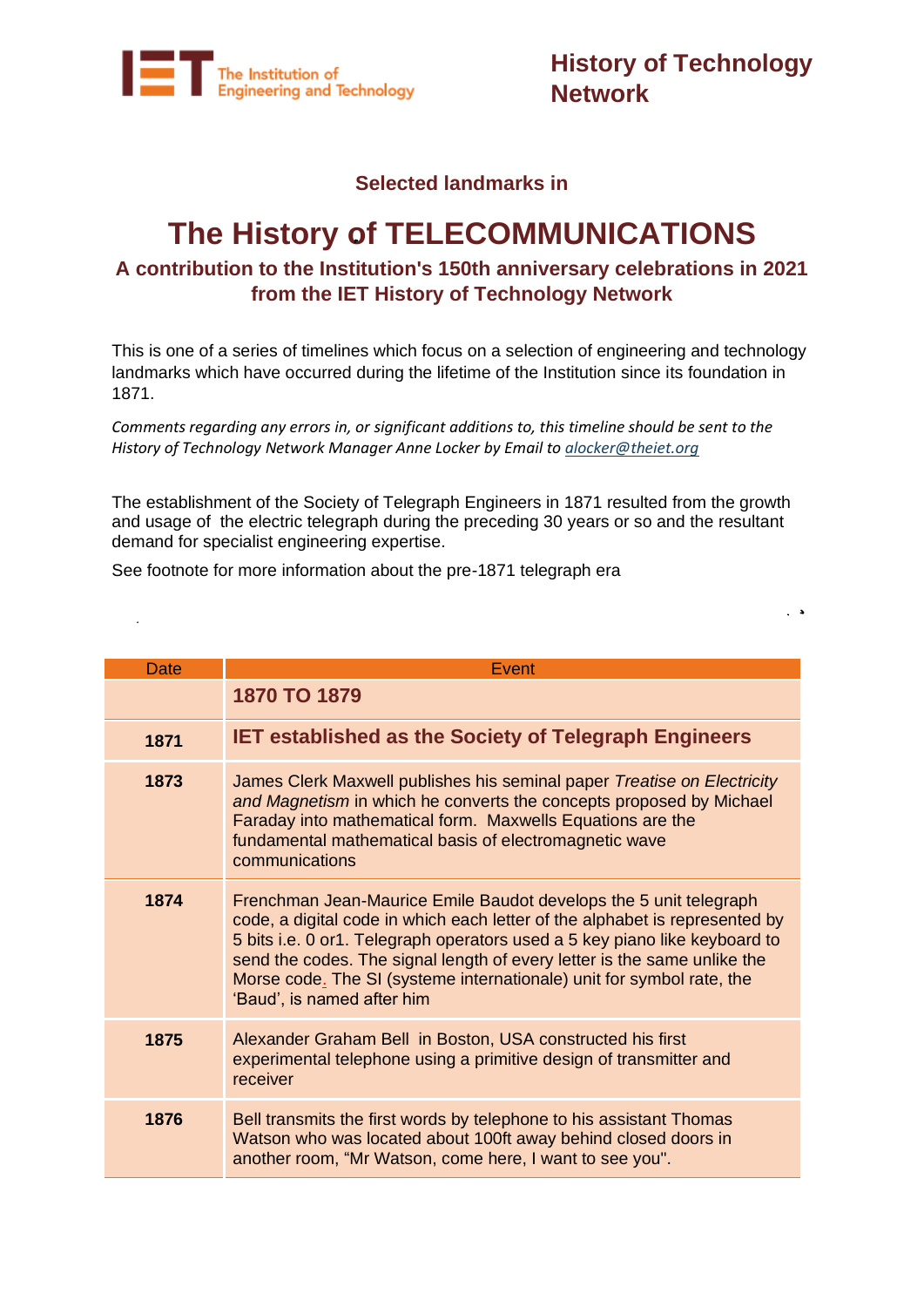The Institution of Engineering and Technology

**History of Technology Network**

### Selected landmarks in

# The History of TELECOMMUNICATIONS

### A contribution to the Institution's 150th anniversary celebrations in 2021 from the IET History of Technology Network

This is one of a series of timelines which focus on a selection of engineering and technology landmarks which have occurred during the lifetime of the Institution since its foundation in 1871.

*Comments regarding any errors in, or significant additions to, this timeline should be sent to the History of Technology Network Manager Anne Locker by Email to alocker@theiet.org*

The establishment of the Society of Telegraph Engineers in 1871 resulted from the growth and usage of the electric telegraph during the preceding 30 years or so and the resultant demand for specialist engineering expertise.

See footnote for more information about the pre-1871 telegraph era

| Date | Event |
|---|---|
| | **1870 TO 1879** |
| **1871** | **IET established as the Society of Telegraph Engineers** |
| **1873** | James Clerk Maxwell publishes his seminal paper *Treatise on Electricity and Magnetism* in which he converts the concepts proposed by Michael Faraday into mathematical form. Maxwells Equations are the fundamental mathematical basis of electromagnetic wave communications |
| **1874** | Frenchman Jean-Maurice Emile Baudot develops the 5 unit telegraph code, a digital code in which each letter of the alphabet is represented by 5 bits i.e. 0 or1. Telegraph operators used a 5 key piano like keyboard to send the codes. The signal length of every letter is the same unlike the Morse code. The SI (systeme internationale) unit for symbol rate, the 'Baud', is named after him |
| **1875** | Alexander Graham Bell in Boston, USA constructed his first experimental telephone using a primitive design of transmitter and receiver |
| **1876** | Bell transmits the first words by telephone to his assistant Thomas Watson who was located about 100ft away behind closed doors in another room, "Mr Watson, come here, I want to see you". |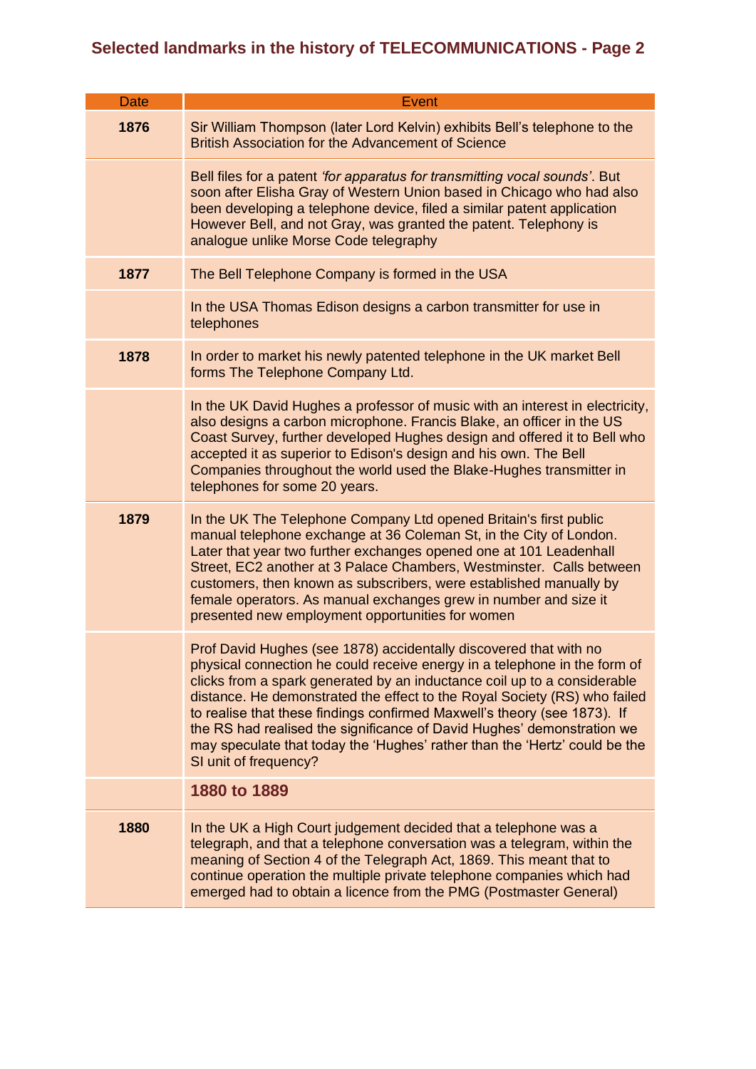# Selected landmarks in the history of TELECOMMUNICATIONS - Page 2

| Date | Event |
|---|---|
| **1876** | Sir William Thompson (later Lord Kelvin) exhibits Bell's telephone to the British Association for the Advancement of Science |
| | Bell files for a patent *'for apparatus for transmitting vocal sounds'*. But soon after Elisha Gray of Western Union based in Chicago who had also been developing a telephone device, filed a similar patent application However Bell, and not Gray, was granted the patent. Telephony is analogue unlike Morse Code telegraphy |
| **1877** | The Bell Telephone Company is formed in the USA |
| | In the USA Thomas Edison designs a carbon transmitter for use in telephones |
| **1878** | In order to market his newly patented telephone in the UK market Bell forms The Telephone Company Ltd. |
| | In the UK David Hughes a professor of music with an interest in electricity, also designs a carbon microphone. Francis Blake, an officer in the US Coast Survey, further developed Hughes design and offered it to Bell who accepted it as superior to Edison's design and his own. The Bell Companies throughout the world used the Blake-Hughes transmitter in telephones for some 20 years. |
| **1879** | In the UK The Telephone Company Ltd opened Britain's first public manual telephone exchange at 36 Coleman St, in the City of London. Later that year two further exchanges opened one at 101 Leadenhall Street, EC2 another at 3 Palace Chambers, Westminster. Calls between customers, then known as subscribers, were established manually by female operators. As manual exchanges grew in number and size it presented new employment opportunities for women |
| | Prof David Hughes (see 1878) accidentally discovered that with no physical connection he could receive energy in a telephone in the form of clicks from a spark generated by an inductance coil up to a considerable distance. He demonstrated the effect to the Royal Society (RS) who failed to realise that these findings confirmed Maxwell's theory (see 1873). If the RS had realised the significance of David Hughes' demonstration we may speculate that today the 'Hughes' rather than the 'Hertz' could be the SI unit of frequency? |
| | **1880 to 1889** |
| **1880** | In the UK a High Court judgement decided that a telephone was a telegraph, and that a telephone conversation was a telegram, within the meaning of Section 4 of the Telegraph Act, 1869. This meant that to continue operation the multiple private telephone companies which had emerged had to obtain a licence from the PMG (Postmaster General) |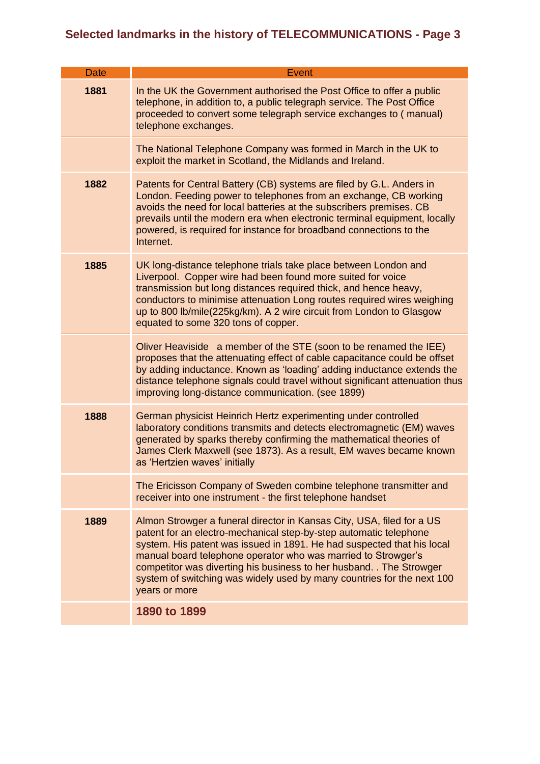## Selected landmarks in the history of TELECOMMUNICATIONS - Page 3

| Date | Event |
|---|---|
| **1881** | In the UK the Government authorised the Post Office to offer a public telephone, in addition to, a public telegraph service. The Post Office proceeded to convert some telegraph service exchanges to ( manual) telephone exchanges. |
| | The National Telephone Company was formed in March in the UK to exploit the market in Scotland, the Midlands and Ireland. |
| **1882** | Patents for Central Battery (CB) systems are filed by G.L. Anders in London. Feeding power to telephones from an exchange, CB working avoids the need for local batteries at the subscribers premises. CB prevails until the modern era when electronic terminal equipment, locally powered, is required for instance for broadband connections to the Internet. |
| **1885** | UK long-distance telephone trials take place between London and Liverpool. Copper wire had been found more suited for voice transmission but long distances required thick, and hence heavy, conductors to minimise attenuation Long routes required wires weighing up to 800 lb/mile(225kg/km). A 2 wire circuit from London to Glasgow equated to some 320 tons of copper. |
| | Oliver Heaviside a member of the STE (soon to be renamed the IEE) proposes that the attenuating effect of cable capacitance could be offset by adding inductance. Known as 'loading' adding inductance extends the distance telephone signals could travel without significant attenuation thus improving long-distance communication. (see 1899) |
| **1888** | German physicist Heinrich Hertz experimenting under controlled laboratory conditions transmits and detects electromagnetic (EM) waves generated by sparks thereby confirming the mathematical theories of James Clerk Maxwell (see 1873). As a result, EM waves became known as 'Hertzien waves' initially |
| | The Ericisson Company of Sweden combine telephone transmitter and receiver into one instrument - the first telephone handset |
| **1889** | Almon Strowger a funeral director in Kansas City, USA, filed for a US patent for an electro-mechanical step-by-step automatic telephone system. His patent was issued in 1891. He had suspected that his local manual board telephone operator who was married to Strowger's competitor was diverting his business to her husband. . The Strowger system of switching was widely used by many countries for the next 100 years or more |
| | **1890 to 1899** |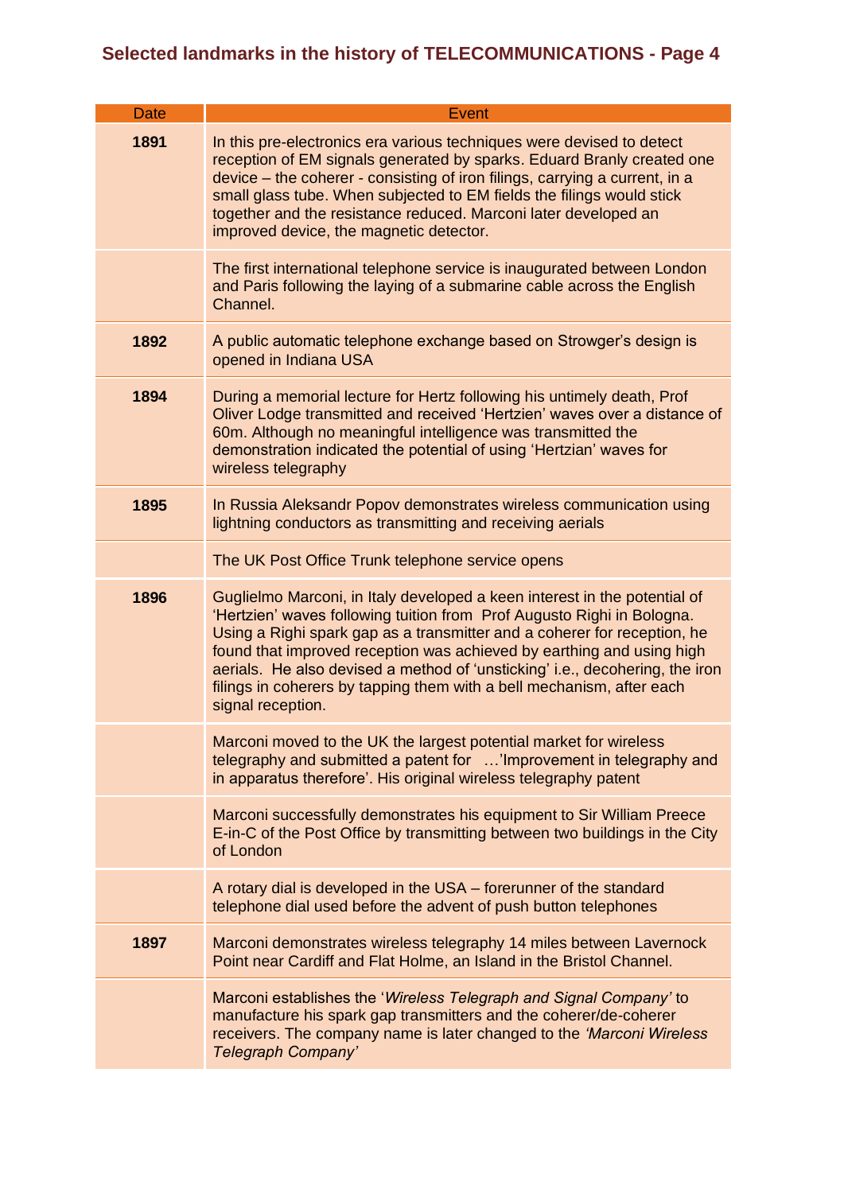# Selected landmarks in the history of TELECOMMUNICATIONS - Page 4

| Date | Event |
|---|---|
| **1891** | In this pre-electronics era various techniques were devised to detect reception of EM signals generated by sparks. Eduard Branly created one device – the coherer - consisting of iron filings, carrying a current, in a small glass tube. When subjected to EM fields the filings would stick together and the resistance reduced. Marconi later developed an improved device, the magnetic detector. |
| | The first international telephone service is inaugurated between London and Paris following the laying of a submarine cable across the English Channel. |
| **1892** | A public automatic telephone exchange based on Strowger's design is opened in Indiana USA |
| **1894** | During a memorial lecture for Hertz following his untimely death, Prof Oliver Lodge transmitted and received 'Hertzien' waves over a distance of 60m. Although no meaningful intelligence was transmitted the demonstration indicated the potential of using 'Hertzian' waves for wireless telegraphy |
| **1895** | In Russia Aleksandr Popov demonstrates wireless communication using lightning conductors as transmitting and receiving aerials |
| | The UK Post Office Trunk telephone service opens |
| **1896** | Guglielmo Marconi, in Italy developed a keen interest in the potential of 'Hertzien' waves following tuition from Prof Augusto Righi in Bologna. Using a Righi spark gap as a transmitter and a coherer for reception, he found that improved reception was achieved by earthing and using high aerials. He also devised a method of 'unsticking' i.e., decohering, the iron filings in coherers by tapping them with a bell mechanism, after each signal reception. |
| | Marconi moved to the UK the largest potential market for wireless telegraphy and submitted a patent for …'Improvement in telegraphy and in apparatus therefore'. His original wireless telegraphy patent |
| | Marconi successfully demonstrates his equipment to Sir William Preece E-in-C of the Post Office by transmitting between two buildings in the City of London |
| | A rotary dial is developed in the USA – forerunner of the standard telephone dial used before the advent of push button telephones |
| **1897** | Marconi demonstrates wireless telegraphy 14 miles between Lavernock Point near Cardiff and Flat Holme, an Island in the Bristol Channel. |
| | Marconi establishes the '*Wireless Telegraph and Signal Company'* to manufacture his spark gap transmitters and the coherer/de-coherer receivers. The company name is later changed to the *'Marconi Wireless Telegraph Company'* |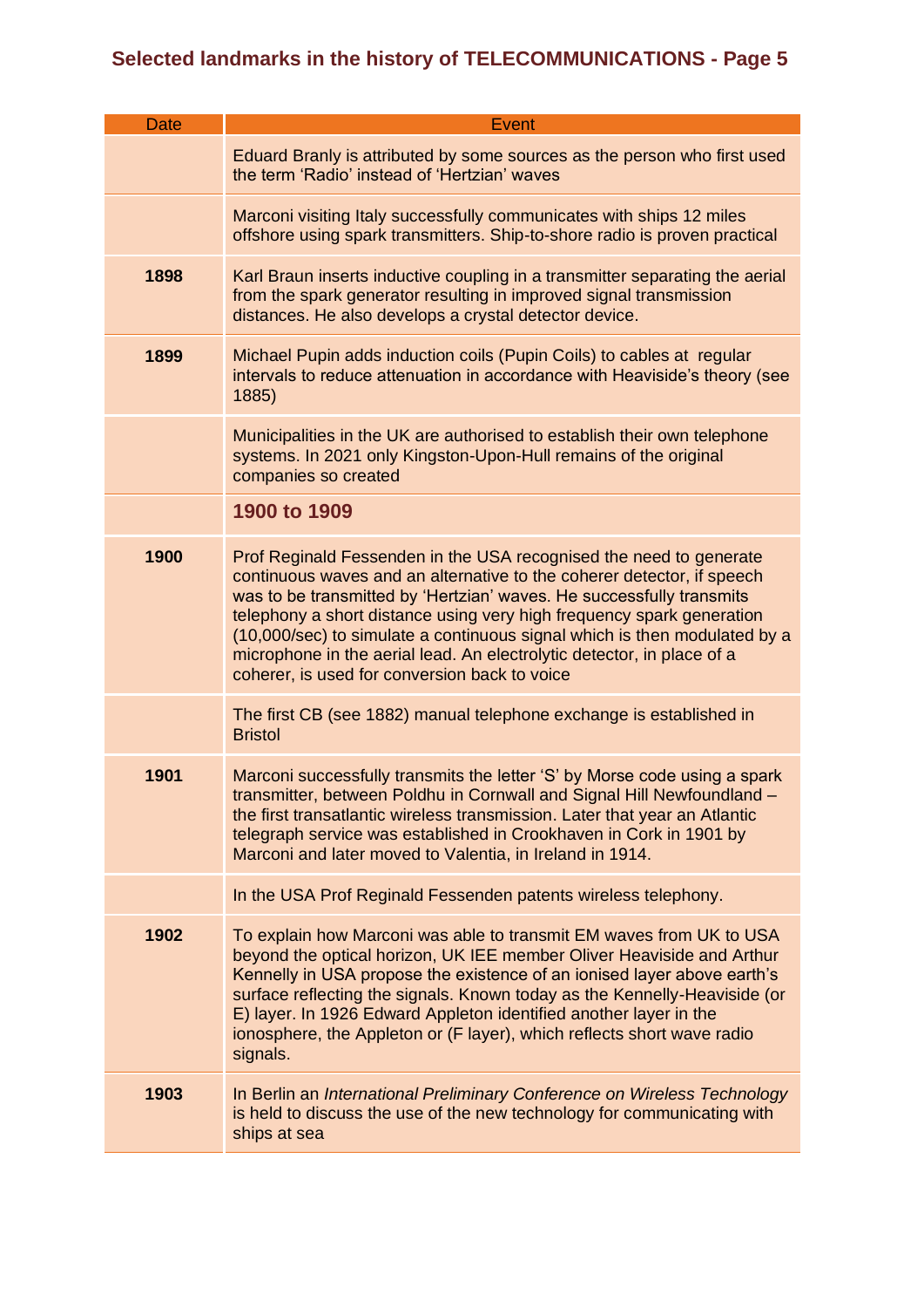## Selected landmarks in the history of TELECOMMUNICATIONS - Page 5

| Date | Event |
|---|---|
| | Eduard Branly is attributed by some sources as the person who first used the term ‘Radio’ instead of ‘Hertzian’ waves |
| | Marconi visiting Italy successfully communicates with ships 12 miles offshore using spark transmitters. Ship-to-shore radio is proven practical |
| **1898** | Karl Braun inserts inductive coupling in a transmitter separating the aerial from the spark generator resulting in improved signal transmission distances. He also develops a crystal detector device. |
| **1899** | Michael Pupin adds induction coils (Pupin Coils) to cables at regular intervals to reduce attenuation in accordance with Heaviside’s theory (see 1885) |
| | Municipalities in the UK are authorised to establish their own telephone systems. In 2021 only Kingston-Upon-Hull remains of the original companies so created |
| | **1900 to 1909** |
| **1900** | Prof Reginald Fessenden in the USA recognised the need to generate continuous waves and an alternative to the coherer detector, if speech was to be transmitted by ‘Hertzian’ waves. He successfully transmits telephony a short distance using very high frequency spark generation (10,000/sec) to simulate a continuous signal which is then modulated by a microphone in the aerial lead. An electrolytic detector, in place of a coherer, is used for conversion back to voice |
| | The first CB (see 1882) manual telephone exchange is established in Bristol |
| **1901** | Marconi successfully transmits the letter ‘S’ by Morse code using a spark transmitter, between Poldhu in Cornwall and Signal Hill Newfoundland – the first transatlantic wireless transmission. Later that year an Atlantic telegraph service was established in Crookhaven in Cork in 1901 by Marconi and later moved to Valentia, in Ireland in 1914. |
| | In the USA Prof Reginald Fessenden patents wireless telephony. |
| **1902** | To explain how Marconi was able to transmit EM waves from UK to USA beyond the optical horizon, UK IEE member Oliver Heaviside and Arthur Kennelly in USA propose the existence of an ionised layer above earth’s surface reflecting the signals. Known today as the Kennelly-Heaviside (or E) layer. In 1926 Edward Appleton identified another layer in the ionosphere, the Appleton or (F layer), which reflects short wave radio signals. |
| **1903** | In Berlin an *International Preliminary Conference on Wireless Technology* is held to discuss the use of the new technology for communicating with ships at sea |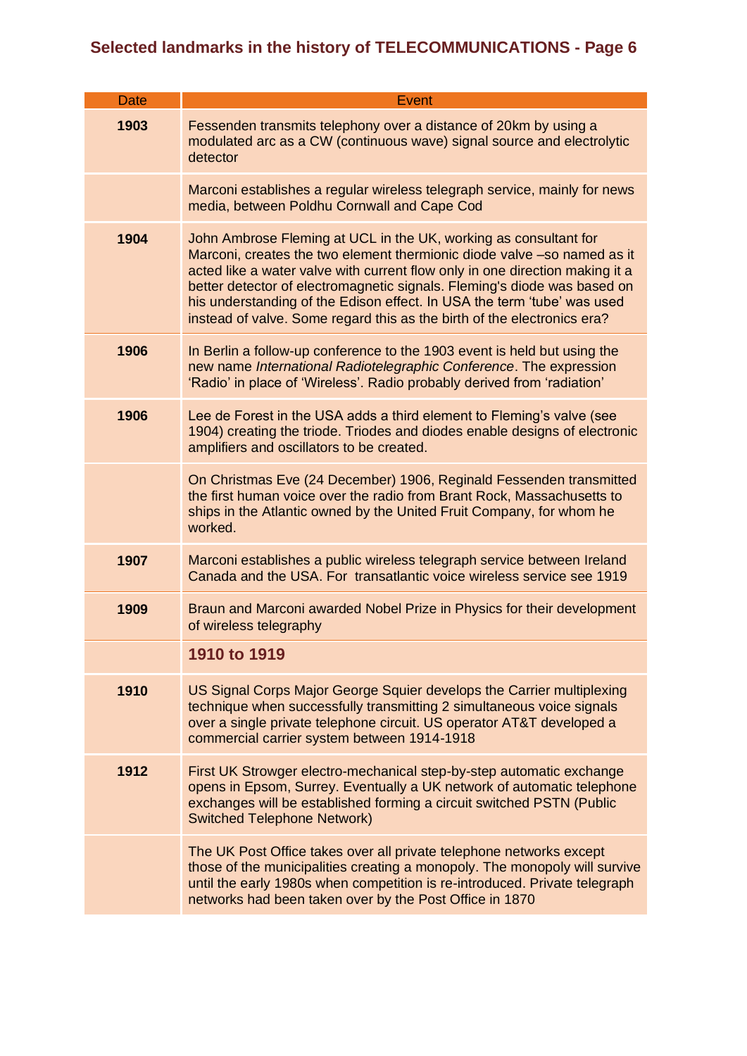## Selected landmarks in the history of TELECOMMUNICATIONS - Page 6

| Date | Event |
|---|---|
| **1903** | Fessenden transmits telephony over a distance of 20km by using a modulated arc as a CW (continuous wave) signal source and electrolytic detector |
| | Marconi establishes a regular wireless telegraph service, mainly for news media, between Poldhu Cornwall and Cape Cod |
| **1904** | John Ambrose Fleming at UCL in the UK, working as consultant for Marconi, creates the two element thermionic diode valve –so named as it acted like a water valve with current flow only in one direction making it a better detector of electromagnetic signals. Fleming's diode was based on his understanding of the Edison effect. In USA the term 'tube' was used instead of valve. Some regard this as the birth of the electronics era? |
| **1906** | In Berlin a follow-up conference to the 1903 event is held but using the new name *International Radiotelegraphic Conference*. The expression 'Radio' in place of 'Wireless'. Radio probably derived from 'radiation' |
| **1906** | Lee de Forest in the USA adds a third element to Fleming's valve (see 1904) creating the triode. Triodes and diodes enable designs of electronic amplifiers and oscillators to be created. |
| | On Christmas Eve (24 December) 1906, Reginald Fessenden transmitted the first human voice over the radio from Brant Rock, Massachusetts to ships in the Atlantic owned by the United Fruit Company, for whom he worked. |
| **1907** | Marconi establishes a public wireless telegraph service between Ireland Canada and the USA. For transatlantic voice wireless service see 1919 |
| **1909** | Braun and Marconi awarded Nobel Prize in Physics for their development of wireless telegraphy |
| | **1910 to 1919** |
| **1910** | US Signal Corps Major George Squier develops the Carrier multiplexing technique when successfully transmitting 2 simultaneous voice signals over a single private telephone circuit. US operator AT&T developed a commercial carrier system between 1914-1918 |
| **1912** | First UK Strowger electro-mechanical step-by-step automatic exchange opens in Epsom, Surrey. Eventually a UK network of automatic telephone exchanges will be established forming a circuit switched PSTN (Public Switched Telephone Network) |
| | The UK Post Office takes over all private telephone networks except those of the municipalities creating a monopoly. The monopoly will survive until the early 1980s when competition is re-introduced. Private telegraph networks had been taken over by the Post Office in 1870 |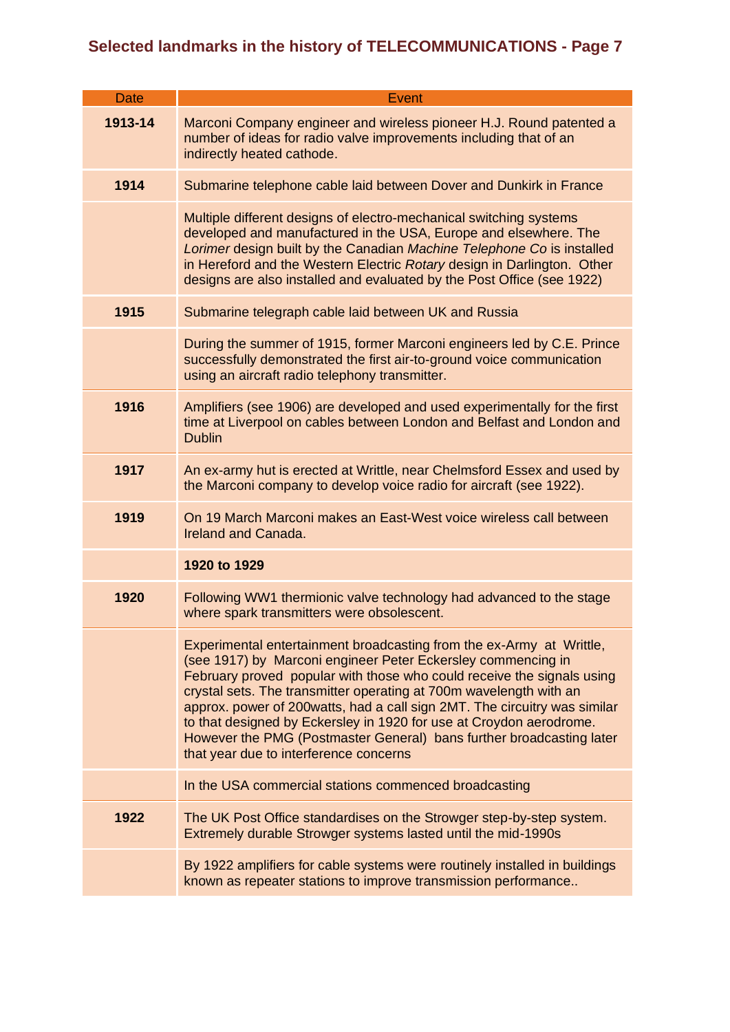## Selected landmarks in the history of TELECOMMUNICATIONS - Page 7

| Date | Event |
|---|---|
| **1913-14** | Marconi Company engineer and wireless pioneer H.J. Round patented a number of ideas for radio valve improvements including that of an indirectly heated cathode. |
| **1914** | Submarine telephone cable laid between Dover and Dunkirk in France |
| | Multiple different designs of electro-mechanical switching systems developed and manufactured in the USA, Europe and elsewhere. The *Lorimer* design built by the Canadian *Machine Telephone Co* is installed in Hereford and the Western Electric *Rotary* design in Darlington. Other designs are also installed and evaluated by the Post Office (see 1922) |
| **1915** | Submarine telegraph cable laid between UK and Russia |
| | During the summer of 1915, former Marconi engineers led by C.E. Prince successfully demonstrated the first air-to-ground voice communication using an aircraft radio telephony transmitter. |
| **1916** | Amplifiers (see 1906) are developed and used experimentally for the first time at Liverpool on cables between London and Belfast and London and Dublin |
| **1917** | An ex-army hut is erected at Writtle, near Chelmsford Essex and used by the Marconi company to develop voice radio for aircraft (see 1922). |
| **1919** | On 19 March Marconi makes an East-West voice wireless call between Ireland and Canada. |
| | **1920 to 1929** |
| **1920** | Following WW1 thermionic valve technology had advanced to the stage where spark transmitters were obsolescent. |
| | Experimental entertainment broadcasting from the ex-Army at Writtle, (see 1917) by Marconi engineer Peter Eckersley commencing in February proved popular with those who could receive the signals using crystal sets. The transmitter operating at 700m wavelength with an approx. power of 200watts, had a call sign 2MT. The circuitry was similar to that designed by Eckersley in 1920 for use at Croydon aerodrome. However the PMG (Postmaster General) bans further broadcasting later that year due to interference concerns |
| | In the USA commercial stations commenced broadcasting |
| **1922** | The UK Post Office standardises on the Strowger step-by-step system. Extremely durable Strowger systems lasted until the mid-1990s |
| | By 1922 amplifiers for cable systems were routinely installed in buildings known as repeater stations to improve transmission performance.. |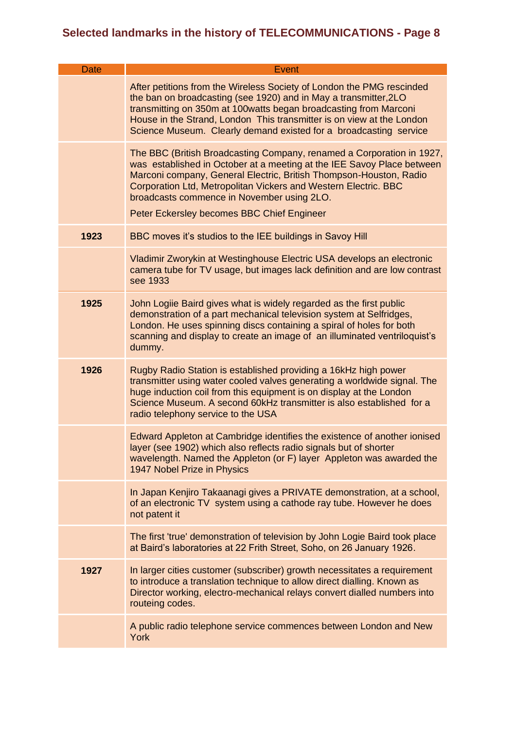## Selected landmarks in the history of TELECOMMUNICATIONS - Page 8

| Date | Event |
|---|---|
| | After petitions from the Wireless Society of London the PMG rescinded the ban on broadcasting (see 1920) and in May a transmitter,2LO transmitting on 350m at 100watts began broadcasting from Marconi House in the Strand, London  This transmitter is on view at the London Science Museum.  Clearly demand existed for a  broadcasting  service |
| | The BBC (British Broadcasting Company, renamed a Corporation in 1927, was  established in October at a meeting at the IEE Savoy Place between Marconi company, General Electric, British Thompson-Houston, Radio Corporation Ltd, Metropolitan Vickers and Western Electric. BBC broadcasts commence in November using 2LO.<br><br>Peter Eckersley becomes BBC Chief Engineer |
| **1923** | BBC moves it's studios to the IEE buildings in Savoy Hill |
| | Vladimir Zworykin at Westinghouse Electric USA develops an electronic camera tube for TV usage, but images lack definition and are low contrast see 1933 |
| **1925** | John Logiie Baird gives what is widely regarded as the first public demonstration of a part mechanical television system at Selfridges, London. He uses spinning discs containing a spiral of holes for both scanning and display to create an image of  an illuminated ventriloquist's dummy. |
| **1926** | Rugby Radio Station is established providing a 16kHz high power transmitter using water cooled valves generating a worldwide signal. The huge induction coil from this equipment is on display at the London Science Museum. A second 60kHz transmitter is also established  for a radio telephony service to the USA |
| | Edward Appleton at Cambridge identifies the existence of another ionised layer (see 1902) which also reflects radio signals but of shorter wavelength. Named the Appleton (or F) layer  Appleton was awarded the 1947 Nobel Prize in Physics |
| | In Japan Kenjiro Takaanagi gives a PRIVATE demonstration, at a school, of an electronic TV  system using a cathode ray tube. However he does not patent it |
| | The first 'true' demonstration of television by John Logie Baird took place at Baird's laboratories at 22 Frith Street, Soho, on 26 January 1926. |
| **1927** | In larger cities customer (subscriber) growth necessitates a requirement to introduce a translation technique to allow direct dialling. Known as Director working, electro-mechanical relays convert dialled numbers into routeing codes. |
| | A public radio telephone service commences between London and New York |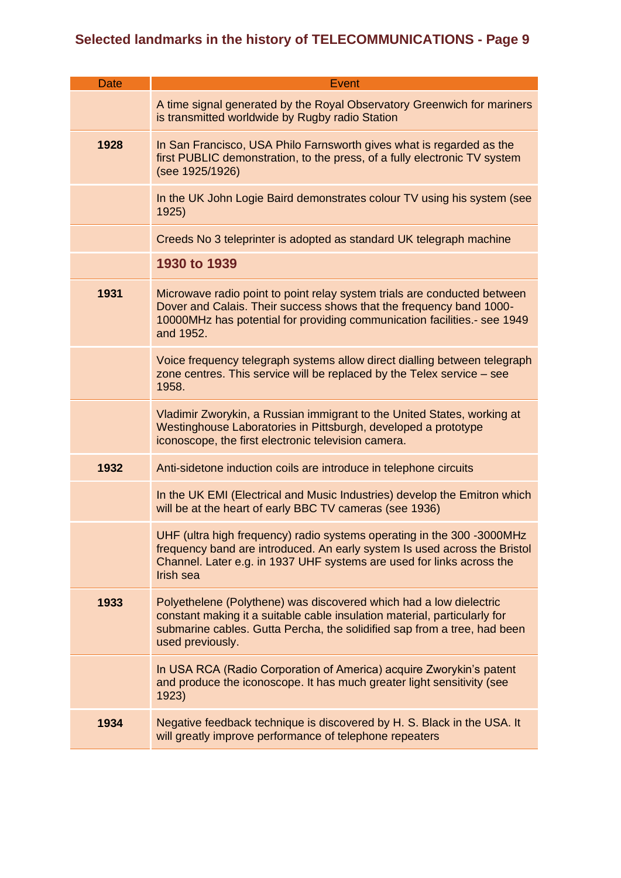## Selected landmarks in the history of TELECOMMUNICATIONS - Page 9

| Date | Event |
|---|---|
| | A time signal generated by the Royal Observatory Greenwich for mariners is transmitted worldwide by Rugby radio Station |
| **1928** | In San Francisco, USA Philo Farnsworth gives what is regarded as the first PUBLIC demonstration, to the press, of a fully electronic TV system (see 1925/1926) |
| | In the UK John Logie Baird demonstrates colour TV using his system (see 1925) |
| | Creeds No 3 teleprinter is adopted as standard UK telegraph machine |
| | **1930 to 1939** |
| **1931** | Microwave radio point to point relay system trials are conducted between Dover and Calais. Their success shows that the frequency band 1000-10000MHz has potential for providing communication facilities.- see 1949 and 1952. |
| | Voice frequency telegraph systems allow direct dialling between telegraph zone centres. This service will be replaced by the Telex service – see 1958. |
| | Vladimir Zworykin, a Russian immigrant to the United States, working at Westinghouse Laboratories in Pittsburgh, developed a prototype iconoscope, the first electronic television camera. |
| **1932** | Anti-sidetone induction coils are introduce in telephone circuits |
| | In the UK EMI (Electrical and Music Industries) develop the Emitron which will be at the heart of early BBC TV cameras (see 1936) |
| | UHF (ultra high frequency) radio systems operating in the 300 -3000MHz frequency band are introduced. An early system Is used across the Bristol Channel. Later e.g. in 1937 UHF systems are used for links across the Irish sea |
| **1933** | Polyethelene (Polythene) was discovered which had a low dielectric constant making it a suitable cable insulation material, particularly for submarine cables. Gutta Percha, the solidified sap from a tree, had been used previously. |
| | In USA RCA (Radio Corporation of America) acquire Zworykin's patent and produce the iconoscope. It has much greater light sensitivity (see 1923) |
| **1934** | Negative feedback technique is discovered by H. S. Black in the USA. It will greatly improve performance of telephone repeaters |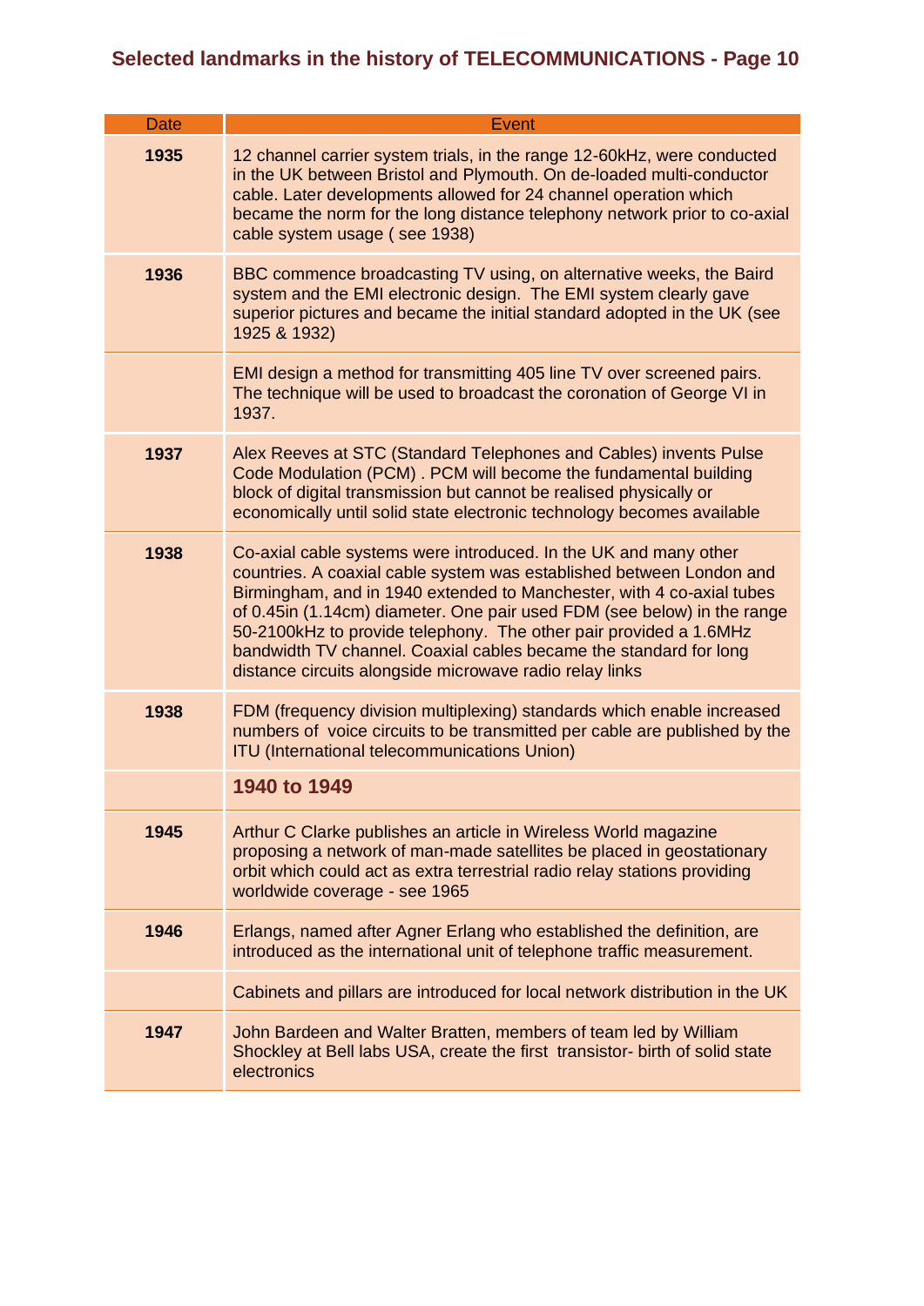# Selected landmarks in the history of TELECOMMUNICATIONS - Page 10

| Date | Event |
|---|---|
| **1935** | 12 channel carrier system trials, in the range 12-60kHz, were conducted in the UK between Bristol and Plymouth. On de-loaded multi-conductor cable. Later developments allowed for 24 channel operation which became the norm for the long distance telephony network prior to co-axial cable system usage ( see 1938) |
| **1936** | BBC commence broadcasting TV using, on alternative weeks, the Baird system and the EMI electronic design. The EMI system clearly gave superior pictures and became the initial standard adopted in the UK (see 1925 & 1932) |
| | EMI design a method for transmitting 405 line TV over screened pairs. The technique will be used to broadcast the coronation of George VI in 1937. |
| **1937** | Alex Reeves at STC (Standard Telephones and Cables) invents Pulse Code Modulation (PCM) . PCM will become the fundamental building block of digital transmission but cannot be realised physically or economically until solid state electronic technology becomes available |
| **1938** | Co-axial cable systems were introduced. In the UK and many other countries. A coaxial cable system was established between London and Birmingham, and in 1940 extended to Manchester, with 4 co-axial tubes of 0.45in (1.14cm) diameter. One pair used FDM (see below) in the range 50-2100kHz to provide telephony. The other pair provided a 1.6MHz bandwidth TV channel. Coaxial cables became the standard for long distance circuits alongside microwave radio relay links |
| **1938** | FDM (frequency division multiplexing) standards which enable increased numbers of voice circuits to be transmitted per cable are published by the ITU (International telecommunications Union) |
| | **1940 to 1949** |
| **1945** | Arthur C Clarke publishes an article in Wireless World magazine proposing a network of man-made satellites be placed in geostationary orbit which could act as extra terrestrial radio relay stations providing worldwide coverage - see 1965 |
| **1946** | Erlangs, named after Agner Erlang who established the definition, are introduced as the international unit of telephone traffic measurement. |
| | Cabinets and pillars are introduced for local network distribution in the UK |
| **1947** | John Bardeen and Walter Bratten, members of team led by William Shockley at Bell labs USA, create the first transistor- birth of solid state electronics |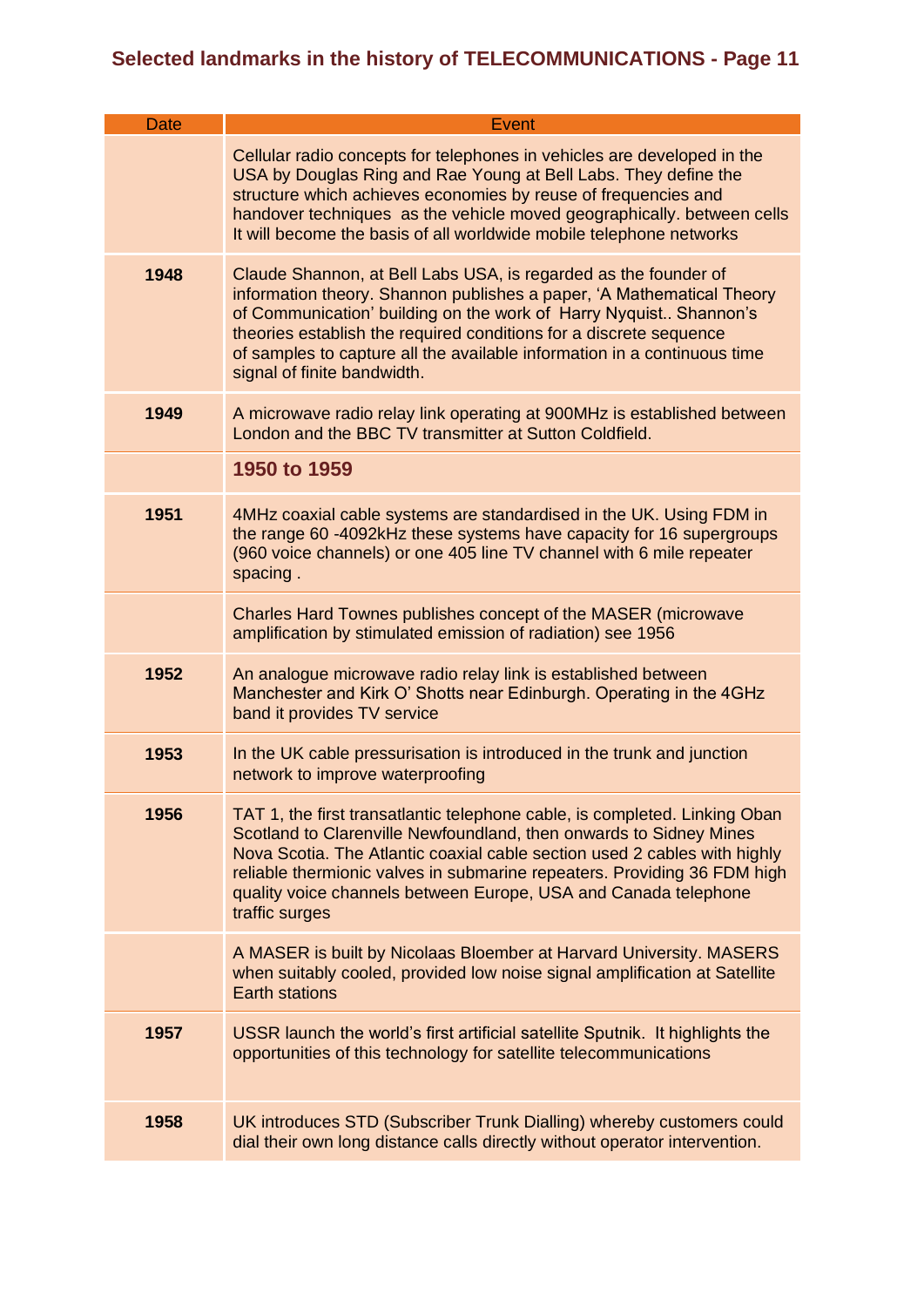## Selected landmarks in the history of TELECOMMUNICATIONS - Page 11

| Date | Event |
| --- | --- |
| | Cellular radio concepts for telephones in vehicles are developed in the USA by Douglas Ring and Rae Young at Bell Labs. They define the structure which achieves economies by reuse of frequencies and handover techniques as the vehicle moved geographically. between cells It will become the basis of all worldwide mobile telephone networks |
| **1948** | Claude Shannon, at Bell Labs USA, is regarded as the founder of information theory. Shannon publishes a paper, 'A Mathematical Theory of Communication' building on the work of Harry Nyquist.. Shannon's theories establish the required conditions for a discrete sequence of samples to capture all the available information in a continuous time signal of finite bandwidth. |
| **1949** | A microwave radio relay link operating at 900MHz is established between London and the BBC TV transmitter at Sutton Coldfield. |
| | **1950 to 1959** |
| **1951** | 4MHz coaxial cable systems are standardised in the UK. Using FDM in the range 60 -4092kHz these systems have capacity for 16 supergroups (960 voice channels) or one 405 line TV channel with 6 mile repeater spacing . |
| | Charles Hard Townes publishes concept of the MASER (microwave amplification by stimulated emission of radiation) see 1956 |
| **1952** | An analogue microwave radio relay link is established between Manchester and Kirk O' Shotts near Edinburgh. Operating in the 4GHz band it provides TV service |
| **1953** | In the UK cable pressurisation is introduced in the trunk and junction network to improve waterproofing |
| **1956** | TAT 1, the first transatlantic telephone cable, is completed. Linking Oban Scotland to Clarenville Newfoundland, then onwards to Sidney Mines Nova Scotia. The Atlantic coaxial cable section used 2 cables with highly reliable thermionic valves in submarine repeaters. Providing 36 FDM high quality voice channels between Europe, USA and Canada telephone traffic surges |
| | A MASER is built by Nicolaas Bloember at Harvard University. MASERS when suitably cooled, provided low noise signal amplification at Satellite Earth stations |
| **1957** | USSR launch the world's first artificial satellite Sputnik. It highlights the opportunities of this technology for satellite telecommunications |
| **1958** | UK introduces STD (Subscriber Trunk Dialling) whereby customers could dial their own long distance calls directly without operator intervention. |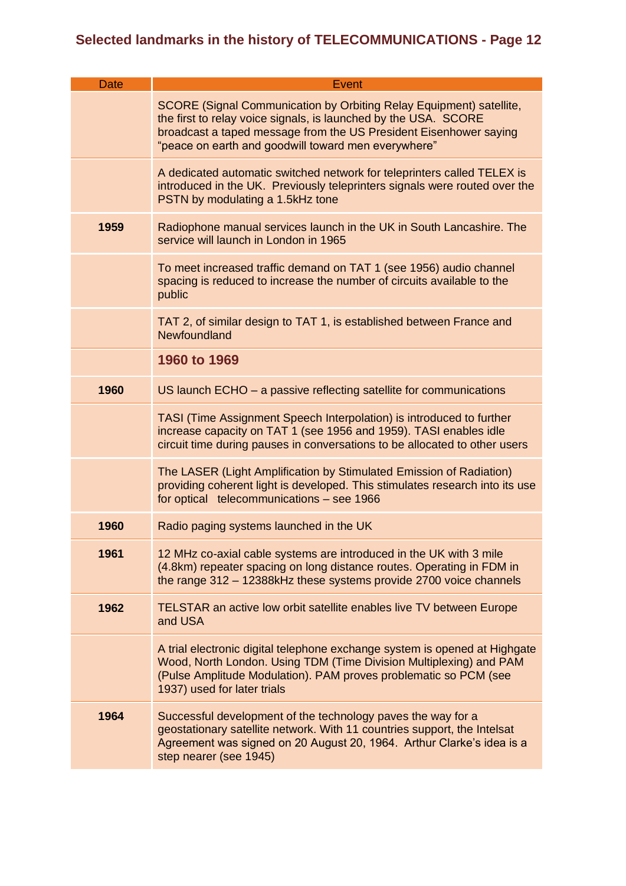## Selected landmarks in the history of TELECOMMUNICATIONS - Page 12

| Date | Event |
|---|---|
| | SCORE (Signal Communication by Orbiting Relay Equipment) satellite, the first to relay voice signals, is launched by the USA. SCORE broadcast a taped message from the US President Eisenhower saying "peace on earth and goodwill toward men everywhere" |
| | A dedicated automatic switched network for teleprinters called TELEX is introduced in the UK. Previously teleprinters signals were routed over the PSTN by modulating a 1.5kHz tone |
| **1959** | Radiophone manual services launch in the UK in South Lancashire. The service will launch in London in 1965 |
| | To meet increased traffic demand on TAT 1 (see 1956) audio channel spacing is reduced to increase the number of circuits available to the public |
| | TAT 2, of similar design to TAT 1, is established between France and Newfoundland |
| | **1960 to 1969** |
| **1960** | US launch ECHO – a passive reflecting satellite for communications |
| | TASI (Time Assignment Speech Interpolation) is introduced to further increase capacity on TAT 1 (see 1956 and 1959). TASI enables idle circuit time during pauses in conversations to be allocated to other users |
| | The LASER (Light Amplification by Stimulated Emission of Radiation) providing coherent light is developed. This stimulates research into its use for optical telecommunications – see 1966 |
| **1960** | Radio paging systems launched in the UK |
| **1961** | 12 MHz co-axial cable systems are introduced in the UK with 3 mile (4.8km) repeater spacing on long distance routes. Operating in FDM in the range 312 – 12388kHz these systems provide 2700 voice channels |
| **1962** | TELSTAR an active low orbit satellite enables live TV between Europe and USA |
| | A trial electronic digital telephone exchange system is opened at Highgate Wood, North London. Using TDM (Time Division Multiplexing) and PAM (Pulse Amplitude Modulation). PAM proves problematic so PCM (see 1937) used for later trials |
| **1964** | Successful development of the technology paves the way for a geostationary satellite network. With 11 countries support, the Intelsat Agreement was signed on 20 August 20, 1964. Arthur Clarke's idea is a step nearer (see 1945) |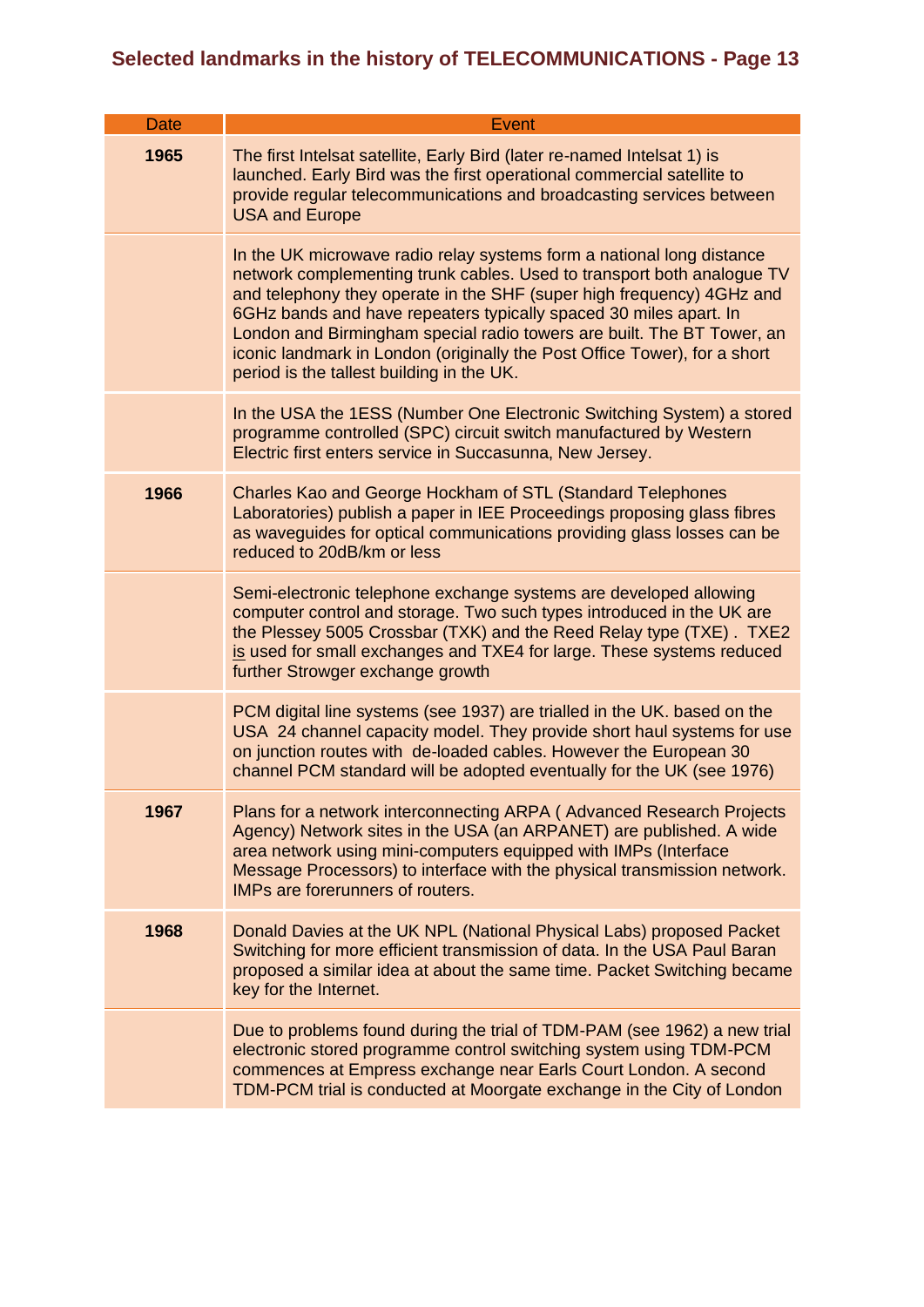# Selected landmarks in the history of TELECOMMUNICATIONS - Page 13

| Date | Event |
|---|---|
| **1965** | The first Intelsat satellite, Early Bird (later re-named Intelsat 1) is launched. Early Bird was the first operational commercial satellite to provide regular telecommunications and broadcasting services between USA and Europe |
| | In the UK microwave radio relay systems form a national long distance network complementing trunk cables. Used to transport both analogue TV and telephony they operate in the SHF (super high frequency) 4GHz and 6GHz bands and have repeaters typically spaced 30 miles apart. In London and Birmingham special radio towers are built. The BT Tower, an iconic landmark in London (originally the Post Office Tower), for a short period is the tallest building in the UK. |
| | In the USA the 1ESS (Number One Electronic Switching System) a stored programme controlled (SPC) circuit switch manufactured by Western Electric first enters service in Succasunna, New Jersey. |
| **1966** | Charles Kao and George Hockham of STL (Standard Telephones Laboratories) publish a paper in IEE Proceedings proposing glass fibres as waveguides for optical communications providing glass losses can be reduced to 20dB/km or less |
| | Semi-electronic telephone exchange systems are developed allowing computer control and storage. Two such types introduced in the UK are the Plessey 5005 Crossbar (TXK) and the Reed Relay type (TXE) . TXE2 is used for small exchanges and TXE4 for large. These systems reduced further Strowger exchange growth |
| | PCM digital line systems (see 1937) are trialled in the UK. based on the USA 24 channel capacity model. They provide short haul systems for use on junction routes with de-loaded cables. However the European 30 channel PCM standard will be adopted eventually for the UK (see 1976) |
| **1967** | Plans for a network interconnecting ARPA ( Advanced Research Projects Agency) Network sites in the USA (an ARPANET) are published. A wide area network using mini-computers equipped with IMPs (Interface Message Processors) to interface with the physical transmission network. IMPs are forerunners of routers. |
| **1968** | Donald Davies at the UK NPL (National Physical Labs) proposed Packet Switching for more efficient transmission of data. In the USA Paul Baran proposed a similar idea at about the same time. Packet Switching became key for the Internet. |
| | Due to problems found during the trial of TDM-PAM (see 1962) a new trial electronic stored programme control switching system using TDM-PCM commences at Empress exchange near Earls Court London. A second TDM-PCM trial is conducted at Moorgate exchange in the City of London |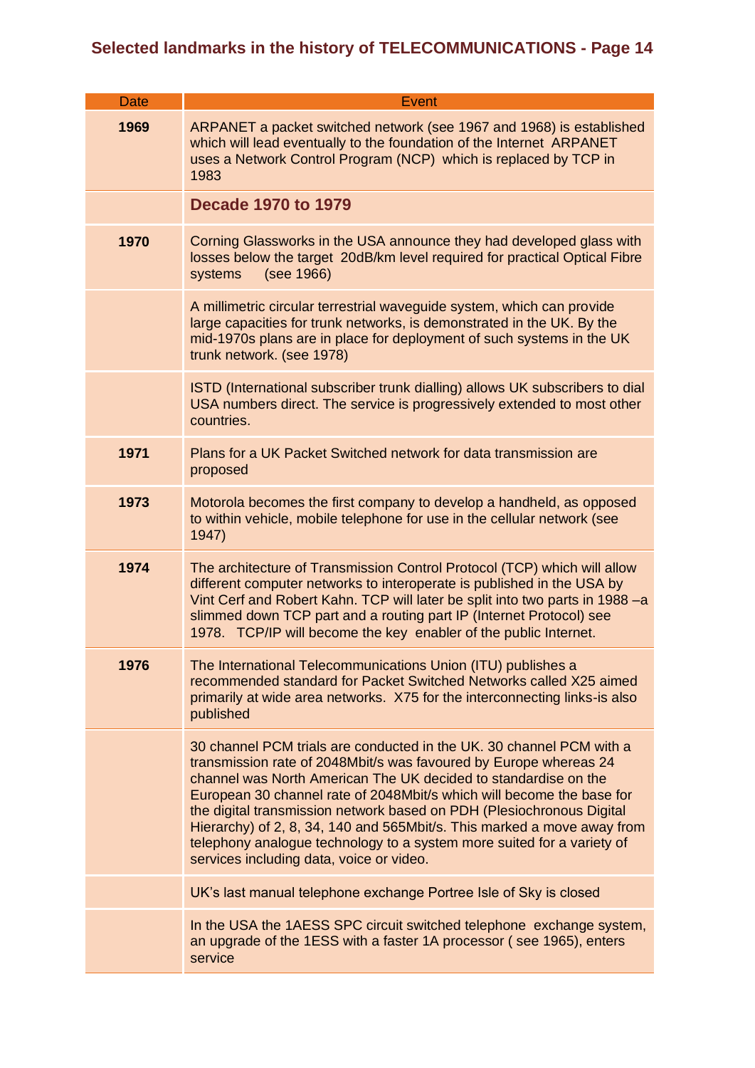## Selected landmarks in the history of TELECOMMUNICATIONS - Page 14

| Date | Event |
|---|---|
| **1969** | ARPANET a packet switched network (see 1967 and 1968) is established which will lead eventually to the foundation of the Internet ARPANET uses a Network Control Program (NCP) which is replaced by TCP in 1983 |
| | **Decade 1970 to 1979** |
| **1970** | Corning Glassworks in the USA announce they had developed glass with losses below the target 20dB/km level required for practical Optical Fibre systems (see 1966) |
| | A millimetric circular terrestrial waveguide system, which can provide large capacities for trunk networks, is demonstrated in the UK. By the mid-1970s plans are in place for deployment of such systems in the UK trunk network. (see 1978) |
| | ISTD (International subscriber trunk dialling) allows UK subscribers to dial USA numbers direct. The service is progressively extended to most other countries. |
| **1971** | Plans for a UK Packet Switched network for data transmission are proposed |
| **1973** | Motorola becomes the first company to develop a handheld, as opposed to within vehicle, mobile telephone for use in the cellular network (see 1947) |
| **1974** | The architecture of Transmission Control Protocol (TCP) which will allow different computer networks to interoperate is published in the USA by Vint Cerf and Robert Kahn. TCP will later be split into two parts in 1988 –a slimmed down TCP part and a routing part IP (Internet Protocol) see 1978. TCP/IP will become the key enabler of the public Internet. |
| **1976** | The International Telecommunications Union (ITU) publishes a recommended standard for Packet Switched Networks called X25 aimed primarily at wide area networks. X75 for the interconnecting links-is also published |
| | 30 channel PCM trials are conducted in the UK. 30 channel PCM with a transmission rate of 2048Mbit/s was favoured by Europe whereas 24 channel was North American The UK decided to standardise on the European 30 channel rate of 2048Mbit/s which will become the base for the digital transmission network based on PDH (Plesiochronous Digital Hierarchy) of 2, 8, 34, 140 and 565Mbit/s. This marked a move away from telephony analogue technology to a system more suited for a variety of services including data, voice or video. |
| | UK's last manual telephone exchange Portree Isle of Sky is closed |
| | In the USA the 1AESS SPC circuit switched telephone exchange system, an upgrade of the 1ESS with a faster 1A processor ( see 1965), enters service |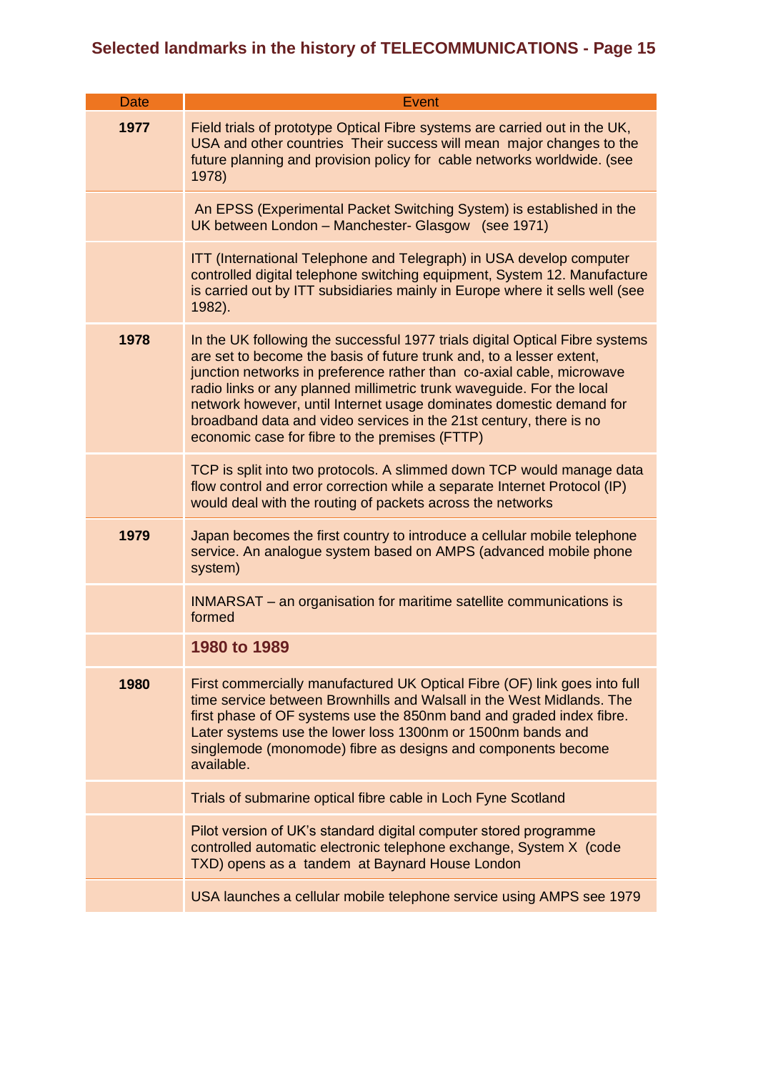# Selected landmarks in the history of TELECOMMUNICATIONS - Page 15

| Date | Event |
|---|---|
| **1977** | Field trials of prototype Optical Fibre systems are carried out in the UK, USA and other countries Their success will mean major changes to the future planning and provision policy for cable networks worldwide. (see 1978) |
| | An EPSS (Experimental Packet Switching System) is established in the UK between London – Manchester- Glasgow (see 1971) |
| | ITT (International Telephone and Telegraph) in USA develop computer controlled digital telephone switching equipment, System 12. Manufacture is carried out by ITT subsidiaries mainly in Europe where it sells well (see 1982). |
| **1978** | In the UK following the successful 1977 trials digital Optical Fibre systems are set to become the basis of future trunk and, to a lesser extent, junction networks in preference rather than co-axial cable, microwave radio links or any planned millimetric trunk waveguide. For the local network however, until Internet usage dominates domestic demand for broadband data and video services in the 21st century, there is no economic case for fibre to the premises (FTTP) |
| | TCP is split into two protocols. A slimmed down TCP would manage data flow control and error correction while a separate Internet Protocol (IP) would deal with the routing of packets across the networks |
| **1979** | Japan becomes the first country to introduce a cellular mobile telephone service. An analogue system based on AMPS (advanced mobile phone system) |
| | INMARSAT – an organisation for maritime satellite communications is formed |
| | **1980 to 1989** |
| **1980** | First commercially manufactured UK Optical Fibre (OF) link goes into full time service between Brownhills and Walsall in the West Midlands. The first phase of OF systems use the 850nm band and graded index fibre. Later systems use the lower loss 1300nm or 1500nm bands and singlemode (monomode) fibre as designs and components become available. |
| | Trials of submarine optical fibre cable in Loch Fyne Scotland |
| | Pilot version of UK's standard digital computer stored programme controlled automatic electronic telephone exchange, System X (code TXD) opens as a tandem at Baynard House London |
| | USA launches a cellular mobile telephone service using AMPS see 1979 |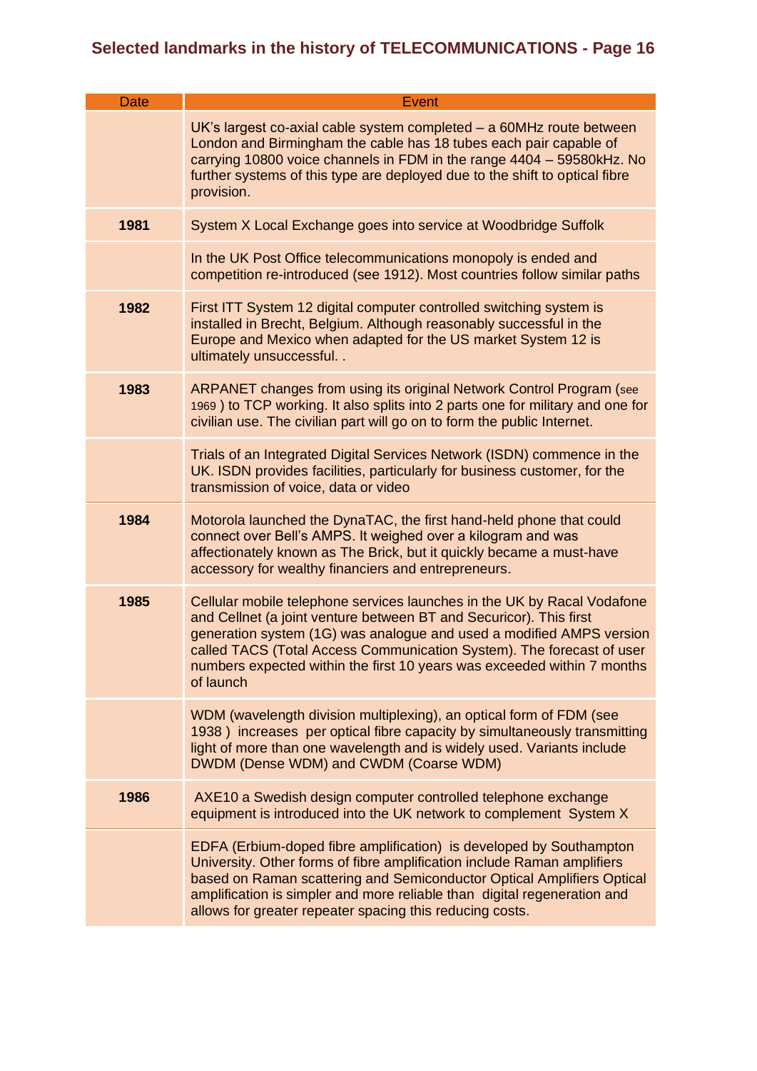## Selected landmarks in the history of TELECOMMUNICATIONS - Page 16

| Date | Event |
|---|---|
| | UK's largest co-axial cable system completed – a 60MHz route between London and Birmingham the cable has 18 tubes each pair capable of carrying 10800 voice channels in FDM in the range 4404 – 59580kHz. No further systems of this type are deployed due to the shift to optical fibre provision. |
| **1981** | System X Local Exchange goes into service at Woodbridge Suffolk |
| | In the UK Post Office telecommunications monopoly is ended and competition re-introduced (see 1912). Most countries follow similar paths |
| **1982** | First ITT System 12 digital computer controlled switching system is installed in Brecht, Belgium. Although reasonably successful in the Europe and Mexico when adapted for the US market System 12 is ultimately unsuccessful. . |
| **1983** | ARPANET changes from using its original Network Control Program (see 1969 ) to TCP working. It also splits into 2 parts one for military and one for civilian use. The civilian part will go on to form the public Internet. |
| | Trials of an Integrated Digital Services Network (ISDN) commence in the UK. ISDN provides facilities, particularly for business customer, for the transmission of voice, data or video |
| **1984** | Motorola launched the DynaTAC, the first hand-held phone that could connect over Bell's AMPS. It weighed over a kilogram and was affectionately known as The Brick, but it quickly became a must-have accessory for wealthy financiers and entrepreneurs. |
| **1985** | Cellular mobile telephone services launches in the UK by Racal Vodafone and Cellnet (a joint venture between BT and Securicor). This first generation system (1G) was analogue and used a modified AMPS version called TACS (Total Access Communication System). The forecast of user numbers expected within the first 10 years was exceeded within 7 months of launch |
| | WDM (wavelength division multiplexing), an optical form of FDM (see 1938 ) increases per optical fibre capacity by simultaneously transmitting light of more than one wavelength and is widely used. Variants include DWDM (Dense WDM) and CWDM (Coarse WDM) |
| **1986** | AXE10 a Swedish design computer controlled telephone exchange equipment is introduced into the UK network to complement System X |
| | EDFA (Erbium-doped fibre amplification) is developed by Southampton University. Other forms of fibre amplification include Raman amplifiers based on Raman scattering and Semiconductor Optical Amplifiers Optical amplification is simpler and more reliable than digital regeneration and allows for greater repeater spacing this reducing costs. |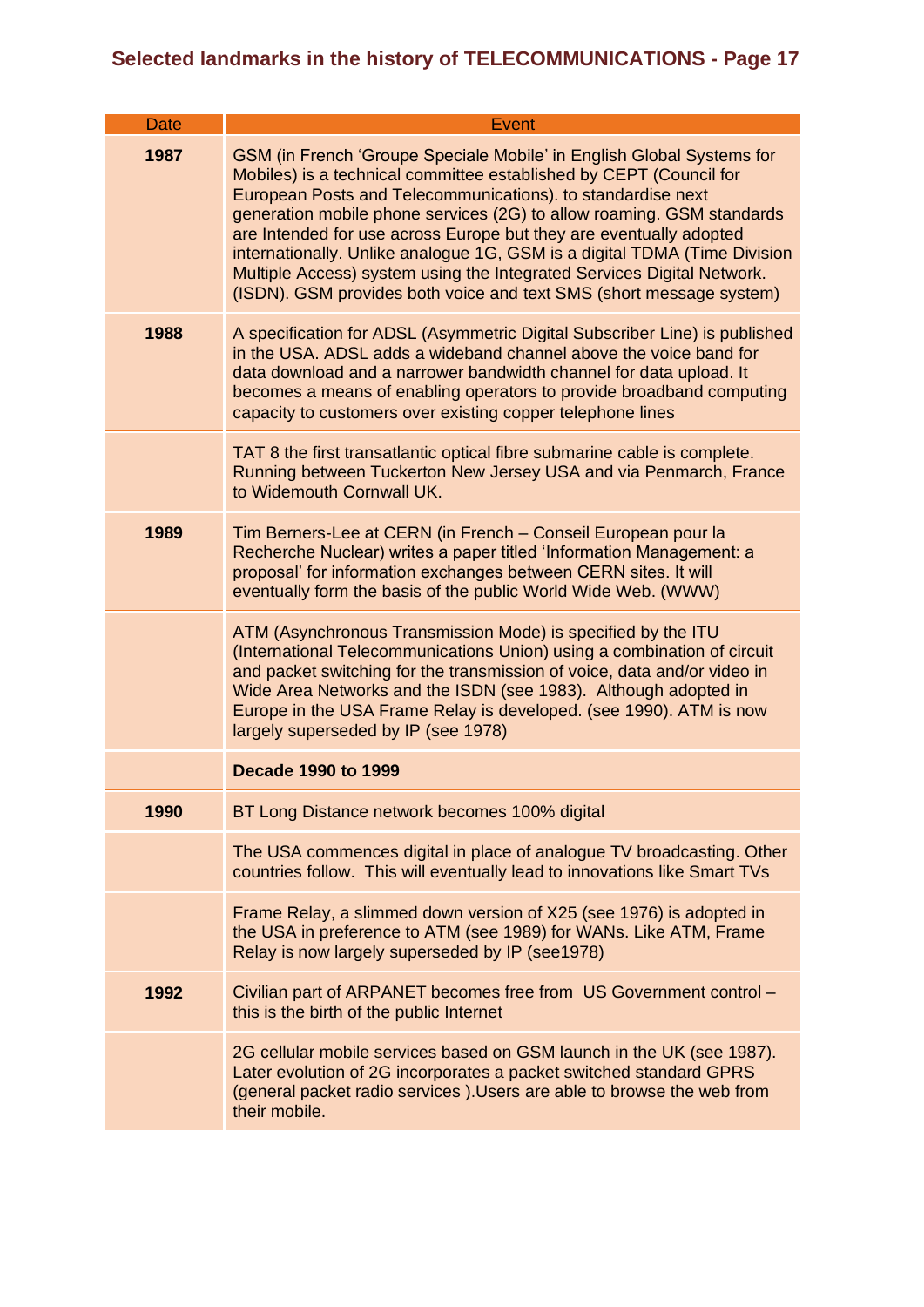## Selected landmarks in the history of TELECOMMUNICATIONS - Page 17

| Date | Event |
|---|---|
| **1987** | GSM (in French 'Groupe Speciale Mobile' in English Global Systems for Mobiles) is a technical committee established by CEPT (Council for European Posts and Telecommunications). to standardise next generation mobile phone services (2G) to allow roaming. GSM standards are Intended for use across Europe but they are eventually adopted internationally. Unlike analogue 1G, GSM is a digital TDMA (Time Division Multiple Access) system using the Integrated Services Digital Network. (ISDN). GSM provides both voice and text SMS (short message system) |
| **1988** | A specification for ADSL (Asymmetric Digital Subscriber Line) is published in the USA. ADSL adds a wideband channel above the voice band for data download and a narrower bandwidth channel for data upload. It becomes a means of enabling operators to provide broadband computing capacity to customers over existing copper telephone lines |
| | TAT 8 the first transatlantic optical fibre submarine cable is complete. Running between Tuckerton New Jersey USA and via Penmarch, France to Widemouth Cornwall UK. |
| **1989** | Tim Berners-Lee at CERN (in French – Conseil European pour la Recherche Nuclear) writes a paper titled 'Information Management: a proposal' for information exchanges between CERN sites. It will eventually form the basis of the public World Wide Web. (WWW) |
| | ATM (Asynchronous Transmission Mode) is specified by the ITU (International Telecommunications Union) using a combination of circuit and packet switching for the transmission of voice, data and/or video in Wide Area Networks and the ISDN (see 1983). Although adopted in Europe in the USA Frame Relay is developed. (see 1990). ATM is now largely superseded by IP (see 1978) |
| | **Decade 1990 to 1999** |
| **1990** | BT Long Distance network becomes 100% digital |
| | The USA commences digital in place of analogue TV broadcasting. Other countries follow. This will eventually lead to innovations like Smart TVs |
| | Frame Relay, a slimmed down version of X25 (see 1976) is adopted in the USA in preference to ATM (see 1989) for WANs. Like ATM, Frame Relay is now largely superseded by IP (see1978) |
| **1992** | Civilian part of ARPANET becomes free from US Government control – this is the birth of the public Internet |
| | 2G cellular mobile services based on GSM launch in the UK (see 1987). Later evolution of 2G incorporates a packet switched standard GPRS (general packet radio services ).Users are able to browse the web from their mobile. |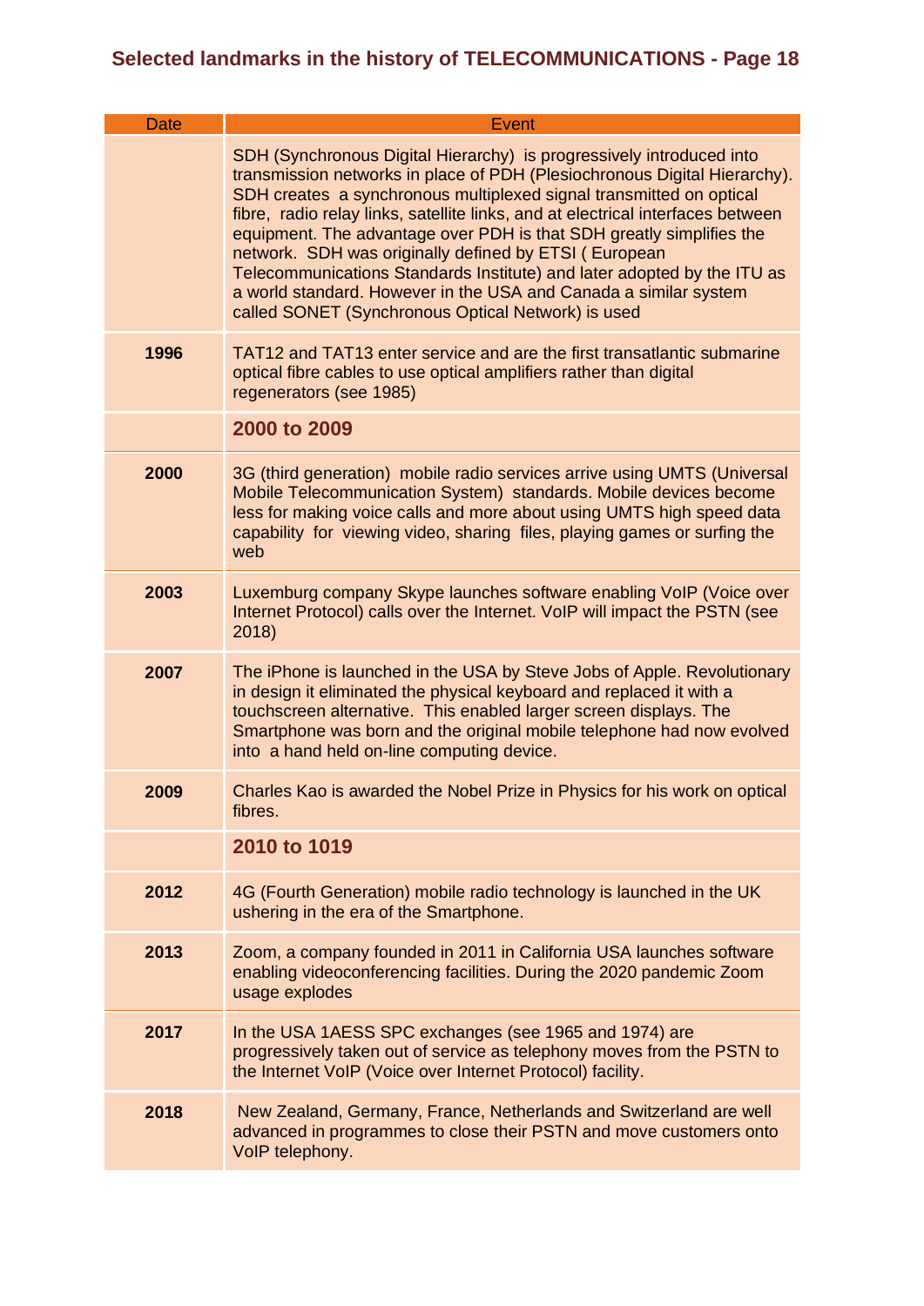## Selected landmarks in the history of TELECOMMUNICATIONS - Page 18

| Date | Event |
|---|---|
| | SDH (Synchronous Digital Hierarchy) is progressively introduced into transmission networks in place of PDH (Plesiochronous Digital Hierarchy). SDH creates a synchronous multiplexed signal transmitted on optical fibre, radio relay links, satellite links, and at electrical interfaces between equipment. The advantage over PDH is that SDH greatly simplifies the network. SDH was originally defined by ETSI ( European Telecommunications Standards Institute) and later adopted by the ITU as a world standard. However in the USA and Canada a similar system called SONET (Synchronous Optical Network) is used |
| **1996** | TAT12 and TAT13 enter service and are the first transatlantic submarine optical fibre cables to use optical amplifiers rather than digital regenerators (see 1985) |
| | **2000 to 2009** |
| **2000** | 3G (third generation) mobile radio services arrive using UMTS (Universal Mobile Telecommunication System) standards. Mobile devices become less for making voice calls and more about using UMTS high speed data capability for viewing video, sharing files, playing games or surfing the web |
| **2003** | Luxemburg company Skype launches software enabling VoIP (Voice over Internet Protocol) calls over the Internet. VoIP will impact the PSTN (see 2018) |
| **2007** | The iPhone is launched in the USA by Steve Jobs of Apple. Revolutionary in design it eliminated the physical keyboard and replaced it with a touchscreen alternative. This enabled larger screen displays. The Smartphone was born and the original mobile telephone had now evolved into a hand held on-line computing device. |
| **2009** | Charles Kao is awarded the Nobel Prize in Physics for his work on optical fibres. |
| | **2010 to 1019** |
| **2012** | 4G (Fourth Generation) mobile radio technology is launched in the UK ushering in the era of the Smartphone. |
| **2013** | Zoom, a company founded in 2011 in California USA launches software enabling videoconferencing facilities. During the 2020 pandemic Zoom usage explodes |
| **2017** | In the USA 1AESS SPC exchanges (see 1965 and 1974) are progressively taken out of service as telephony moves from the PSTN to the Internet VoIP (Voice over Internet Protocol) facility. |
| **2018** | New Zealand, Germany, France, Netherlands and Switzerland are well advanced in programmes to close their PSTN and move customers onto VoIP telephony. |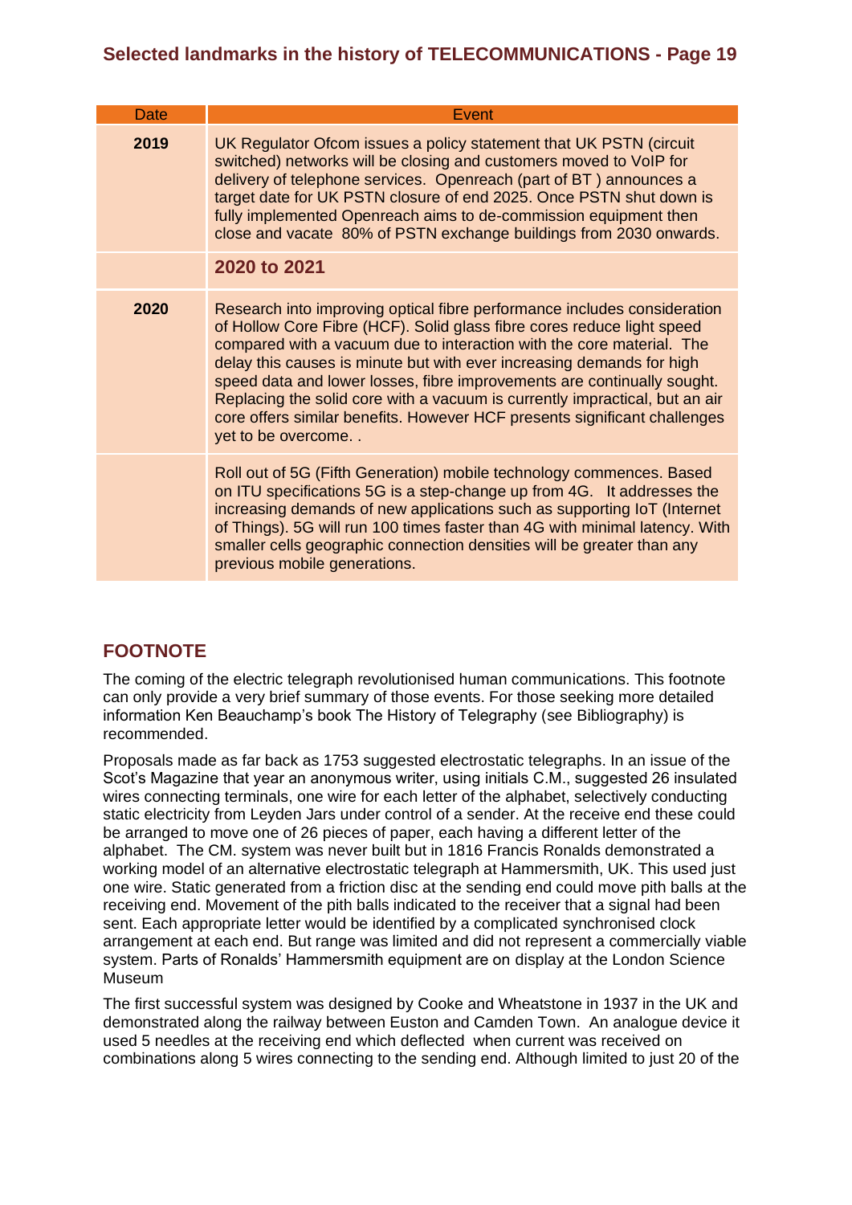| Date | Event |
|---|---|
| **2019** | UK Regulator Ofcom issues a policy statement that UK PSTN (circuit switched) networks will be closing and customers moved to VoIP for delivery of telephone services. Openreach (part of BT ) announces a target date for UK PSTN closure of end 2025. Once PSTN shut down is fully implemented Openreach aims to de-commission equipment then close and vacate 80% of PSTN exchange buildings from 2030 onwards. |
| | **2020 to 2021** |
| **2020** | Research into improving optical fibre performance includes consideration of Hollow Core Fibre (HCF). Solid glass fibre cores reduce light speed compared with a vacuum due to interaction with the core material. The delay this causes is minute but with ever increasing demands for high speed data and lower losses, fibre improvements are continually sought. Replacing the solid core with a vacuum is currently impractical, but an air core offers similar benefits. However HCF presents significant challenges yet to be overcome. . |
| | Roll out of 5G (Fifth Generation) mobile technology commences. Based on ITU specifications 5G is a step-change up from 4G. It addresses the increasing demands of new applications such as supporting IoT (Internet of Things). 5G will run 100 times faster than 4G with minimal latency. With smaller cells geographic connection densities will be greater than any previous mobile generations. |

## FOOTNOTE

The coming of the electric telegraph revolutionised human communications. This footnote can only provide a very brief summary of those events. For those seeking more detailed information Ken Beauchamp's book The History of Telegraphy (see Bibliography) is recommended.

Proposals made as far back as 1753 suggested electrostatic telegraphs. In an issue of the Scot's Magazine that year an anonymous writer, using initials C.M., suggested 26 insulated wires connecting terminals, one wire for each letter of the alphabet, selectively conducting static electricity from Leyden Jars under control of a sender. At the receive end these could be arranged to move one of 26 pieces of paper, each having a different letter of the alphabet. The CM. system was never built but in 1816 Francis Ronalds demonstrated a working model of an alternative electrostatic telegraph at Hammersmith, UK. This used just one wire. Static generated from a friction disc at the sending end could move pith balls at the receiving end. Movement of the pith balls indicated to the receiver that a signal had been sent. Each appropriate letter would be identified by a complicated synchronised clock arrangement at each end. But range was limited and did not represent a commercially viable system. Parts of Ronalds' Hammersmith equipment are on display at the London Science Museum

The first successful system was designed by Cooke and Wheatstone in 1937 in the UK and demonstrated along the railway between Euston and Camden Town. An analogue device it used 5 needles at the receiving end which deflected when current was received on combinations along 5 wires connecting to the sending end. Although limited to just 20 of the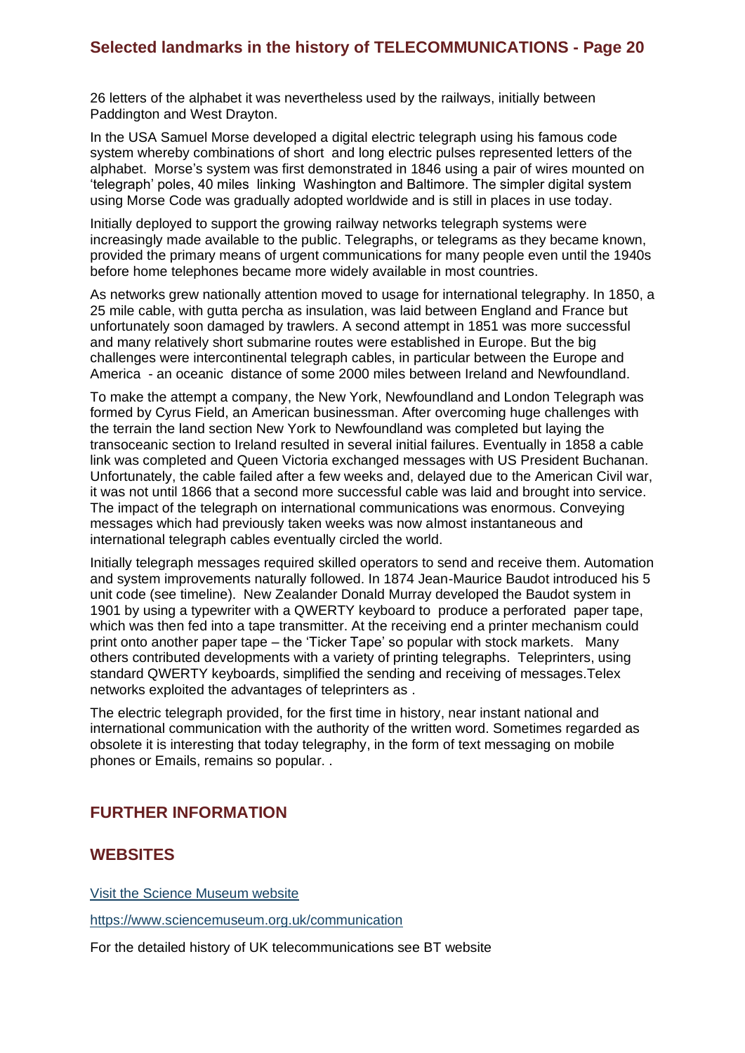26 letters of the alphabet it was nevertheless used by the railways, initially between Paddington and West Drayton.

In the USA Samuel Morse developed a digital electric telegraph using his famous code system whereby combinations of short and long electric pulses represented letters of the alphabet. Morse's system was first demonstrated in 1846 using a pair of wires mounted on 'telegraph' poles, 40 miles linking Washington and Baltimore. The simpler digital system using Morse Code was gradually adopted worldwide and is still in places in use today.

Initially deployed to support the growing railway networks telegraph systems were increasingly made available to the public. Telegraphs, or telegrams as they became known, provided the primary means of urgent communications for many people even until the 1940s before home telephones became more widely available in most countries.

As networks grew nationally attention moved to usage for international telegraphy. In 1850, a 25 mile cable, with gutta percha as insulation, was laid between England and France but unfortunately soon damaged by trawlers. A second attempt in 1851 was more successful and many relatively short submarine routes were established in Europe. But the big challenges were intercontinental telegraph cables, in particular between the Europe and America - an oceanic distance of some 2000 miles between Ireland and Newfoundland.

To make the attempt a company, the New York, Newfoundland and London Telegraph was formed by Cyrus Field, an American businessman. After overcoming huge challenges with the terrain the land section New York to Newfoundland was completed but laying the transoceanic section to Ireland resulted in several initial failures. Eventually in 1858 a cable link was completed and Queen Victoria exchanged messages with US President Buchanan. Unfortunately, the cable failed after a few weeks and, delayed due to the American Civil war, it was not until 1866 that a second more successful cable was laid and brought into service. The impact of the telegraph on international communications was enormous. Conveying messages which had previously taken weeks was now almost instantaneous and international telegraph cables eventually circled the world.

Initially telegraph messages required skilled operators to send and receive them. Automation and system improvements naturally followed. In 1874 Jean-Maurice Baudot introduced his 5 unit code (see timeline). New Zealander Donald Murray developed the Baudot system in 1901 by using a typewriter with a QWERTY keyboard to produce a perforated paper tape, which was then fed into a tape transmitter. At the receiving end a printer mechanism could print onto another paper tape – the 'Ticker Tape' so popular with stock markets. Many others contributed developments with a variety of printing telegraphs. Teleprinters, using standard QWERTY keyboards, simplified the sending and receiving of messages.Telex networks exploited the advantages of teleprinters as .

The electric telegraph provided, for the first time in history, near instant national and international communication with the authority of the written word. Sometimes regarded as obsolete it is interesting that today telegraphy, in the form of text messaging on mobile phones or Emails, remains so popular. .

## FURTHER INFORMATION

## WEBSITES

Visit the Science Museum website

https://www.sciencemuseum.org.uk/communication

For the detailed history of UK telecommunications see BT website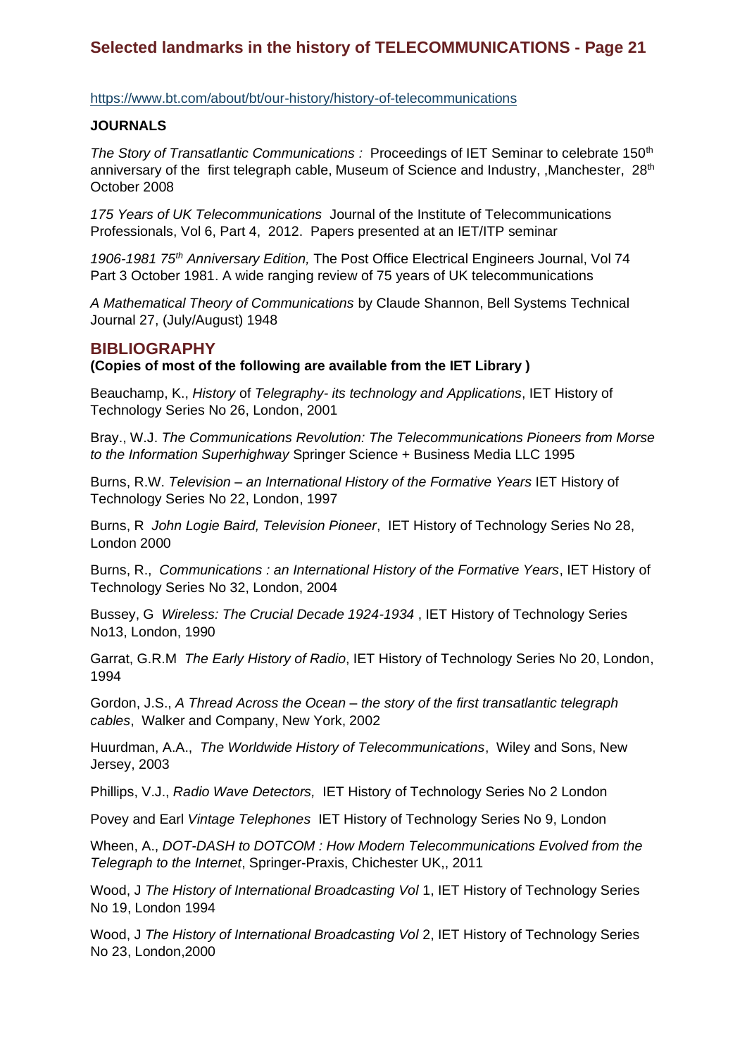https://www.bt.com/about/bt/our-history/history-of-telecommunications

**JOURNALS**

*The Story of Transatlantic Communications :* Proceedings of IET Seminar to celebrate 150th anniversary of the first telegraph cable, Museum of Science and Industry, ,Manchester, 28th October 2008

*175 Years of UK Telecommunications* Journal of the Institute of Telecommunications Professionals, Vol 6, Part 4, 2012. Papers presented at an IET/ITP seminar

*1906-1981 75th Anniversary Edition,* The Post Office Electrical Engineers Journal, Vol 74 Part 3 October 1981. A wide ranging review of 75 years of UK telecommunications

*A Mathematical Theory of Communications* by Claude Shannon, Bell Systems Technical Journal 27, (July/August) 1948

## BIBLIOGRAPHY

**(Copies of most of the following are available from the IET Library )**

Beauchamp, K., *History* of *Telegraphy- its technology and Applications*, IET History of Technology Series No 26, London, 2001

Bray., W.J. *The Communications Revolution: The Telecommunications Pioneers from Morse to the Information Superhighway* Springer Science + Business Media LLC 1995

Burns, R.W. *Television – an International History of the Formative Years* IET History of Technology Series No 22, London, 1997

Burns, R *John Logie Baird, Television Pioneer*, IET History of Technology Series No 28, London 2000

Burns, R., *Communications : an International History of the Formative Years*, IET History of Technology Series No 32, London, 2004

Bussey, G *Wireless: The Crucial Decade 1924-1934* , IET History of Technology Series No13, London, 1990

Garrat, G.R.M *The Early History of Radio*, IET History of Technology Series No 20, London, 1994

Gordon, J.S., *A Thread Across the Ocean – the story of the first transatlantic telegraph cables*, Walker and Company, New York, 2002

Huurdman, A.A., *The Worldwide History of Telecommunications*, Wiley and Sons, New Jersey, 2003

Phillips, V.J., *Radio Wave Detectors,* IET History of Technology Series No 2 London

Povey and Earl *Vintage Telephones* IET History of Technology Series No 9, London

Wheen, A., *DOT-DASH to DOTCOM : How Modern Telecommunications Evolved from the Telegraph to the Internet*, Springer-Praxis, Chichester UK,, 2011

Wood, J *The History of International Broadcasting Vol* 1, IET History of Technology Series No 19, London 1994

Wood, J *The History of International Broadcasting Vol* 2, IET History of Technology Series No 23, London,2000